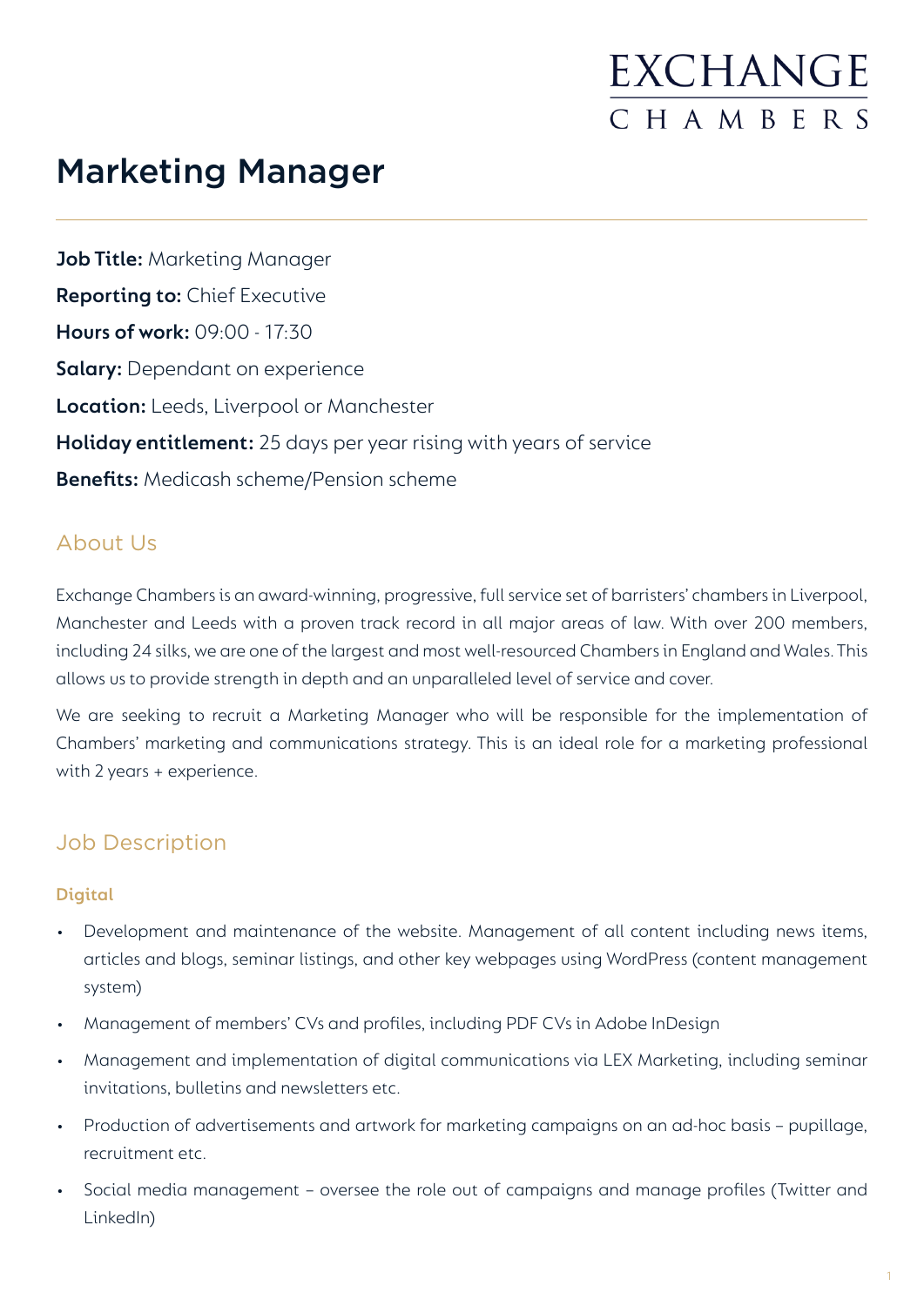EXCHANGE
CHAMBERS

# Marketing Manager

**Job Title:** Marketing Manager

**Reporting to:** Chief Executive

**Hours of work:** 09:00 - 17:30

**Salary:** Dependant on experience

**Location:** Leeds, Liverpool or Manchester

**Holiday entitlement:** 25 days per year rising with years of service

**Benefits:** Medicash scheme/Pension scheme

## About Us

Exchange Chambers is an award-winning, progressive, full service set of barristers' chambers in Liverpool, Manchester and Leeds with a proven track record in all major areas of law. With over 200 members, including 24 silks, we are one of the largest and most well-resourced Chambers in England and Wales. This allows us to provide strength in depth and an unparalleled level of service and cover.

We are seeking to recruit a Marketing Manager who will be responsible for the implementation of Chambers' marketing and communications strategy. This is an ideal role for a marketing professional with 2 years + experience.

## Job Description

### Digital

- Development and maintenance of the website. Management of all content including news items, articles and blogs, seminar listings, and other key webpages using WordPress (content management system)
- Management of members' CVs and profiles, including PDF CVs in Adobe InDesign
- Management and implementation of digital communications via LEX Marketing, including seminar invitations, bulletins and newsletters etc.
- Production of advertisements and artwork for marketing campaigns on an ad-hoc basis – pupillage, recruitment etc.
- Social media management – oversee the role out of campaigns and manage profiles (Twitter and LinkedIn)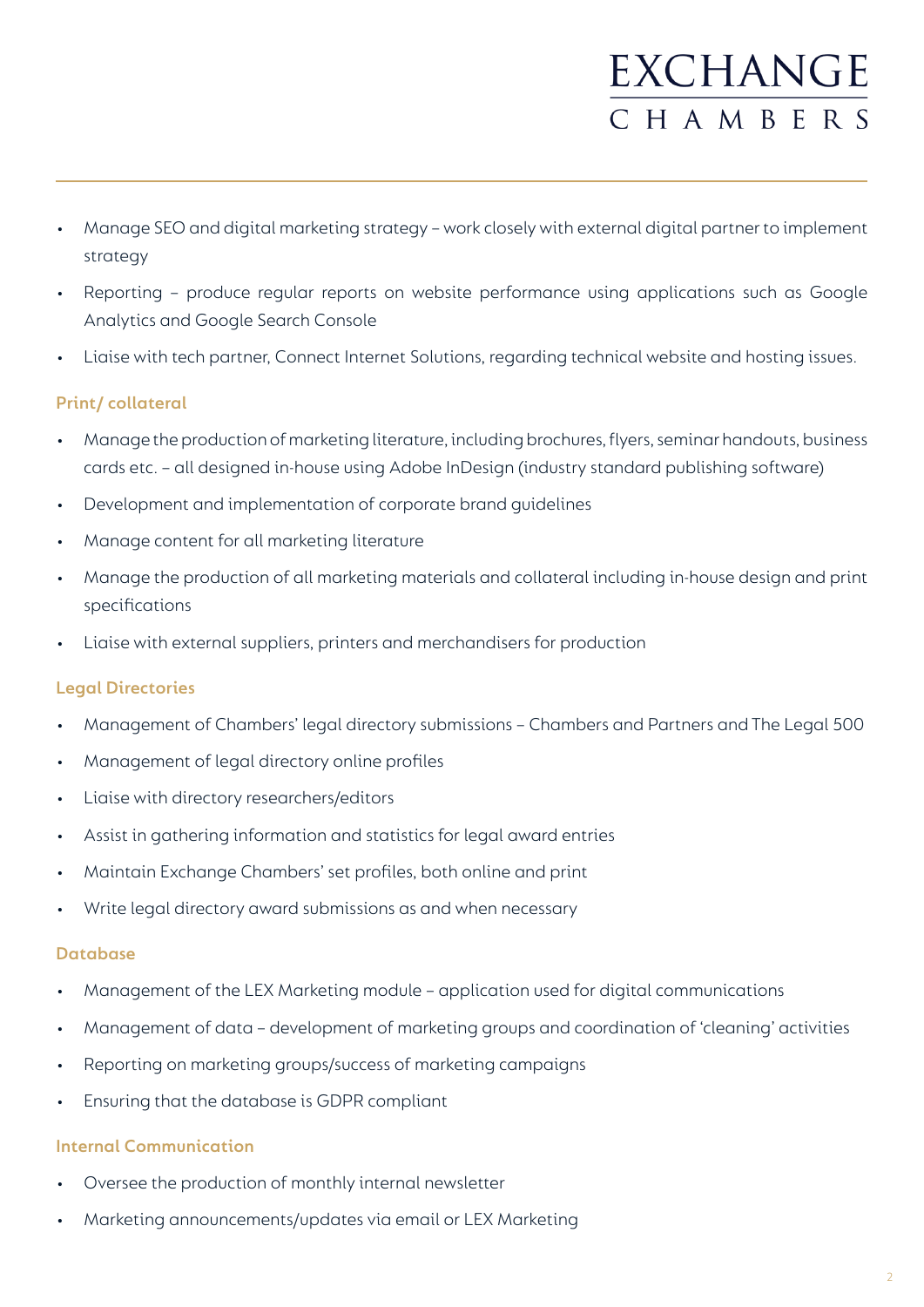- Manage SEO and digital marketing strategy – work closely with external digital partner to implement strategy
- Reporting – produce regular reports on website performance using applications such as Google Analytics and Google Search Console
- Liaise with tech partner, Connect Internet Solutions, regarding technical website and hosting issues.

### Print/ collateral

- Manage the production of marketing literature, including brochures, flyers, seminar handouts, business cards etc. – all designed in-house using Adobe InDesign (industry standard publishing software)
- Development and implementation of corporate brand guidelines
- Manage content for all marketing literature
- Manage the production of all marketing materials and collateral including in-house design and print specifications
- Liaise with external suppliers, printers and merchandisers for production

### Legal Directories

- Management of Chambers' legal directory submissions – Chambers and Partners and The Legal 500
- Management of legal directory online profiles
- Liaise with directory researchers/editors
- Assist in gathering information and statistics for legal award entries
- Maintain Exchange Chambers' set profiles, both online and print
- Write legal directory award submissions as and when necessary

### Database

- Management of the LEX Marketing module – application used for digital communications
- Management of data – development of marketing groups and coordination of 'cleaning' activities
- Reporting on marketing groups/success of marketing campaigns
- Ensuring that the database is GDPR compliant

### Internal Communication

- Oversee the production of monthly internal newsletter
- Marketing announcements/updates via email or LEX Marketing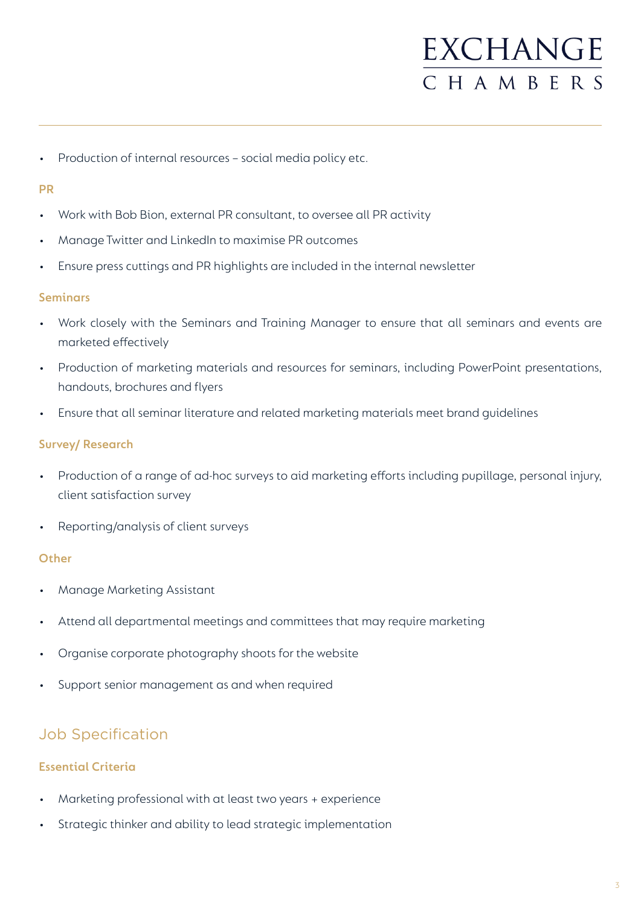- Production of internal resources – social media policy etc.

### PR

- Work with Bob Bion, external PR consultant, to oversee all PR activity
- Manage Twitter and LinkedIn to maximise PR outcomes
- Ensure press cuttings and PR highlights are included in the internal newsletter

### Seminars

- Work closely with the Seminars and Training Manager to ensure that all seminars and events are marketed effectively
- Production of marketing materials and resources for seminars, including PowerPoint presentations, handouts, brochures and flyers
- Ensure that all seminar literature and related marketing materials meet brand guidelines

### Survey/ Research

- Production of a range of ad-hoc surveys to aid marketing efforts including pupillage, personal injury, client satisfaction survey
- Reporting/analysis of client surveys

### Other

- Manage Marketing Assistant
- Attend all departmental meetings and committees that may require marketing
- Organise corporate photography shoots for the website
- Support senior management as and when required

## Job Specification

### Essential Criteria

- Marketing professional with at least two years + experience
- Strategic thinker and ability to lead strategic implementation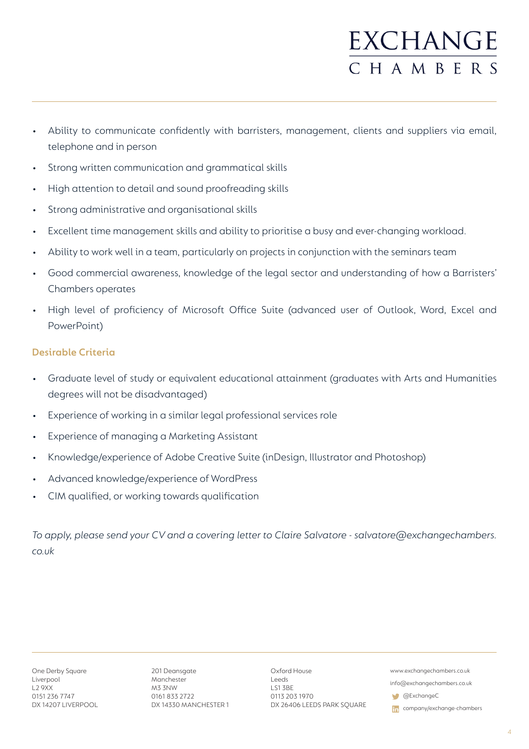- Ability to communicate confidently with barristers, management, clients and suppliers via email, telephone and in person
- Strong written communication and grammatical skills
- High attention to detail and sound proofreading skills
- Strong administrative and organisational skills
- Excellent time management skills and ability to prioritise a busy and ever-changing workload.
- Ability to work well in a team, particularly on projects in conjunction with the seminars team
- Good commercial awareness, knowledge of the legal sector and understanding of how a Barristers' Chambers operates
- High level of proficiency of Microsoft Office Suite (advanced user of Outlook, Word, Excel and PowerPoint)

### Desirable Criteria

- Graduate level of study or equivalent educational attainment (graduates with Arts and Humanities degrees will not be disadvantaged)
- Experience of working in a similar legal professional services role
- Experience of managing a Marketing Assistant
- Knowledge/experience of Adobe Creative Suite (inDesign, Illustrator and Photoshop)
- Advanced knowledge/experience of WordPress
- CIM qualified, or working towards qualification

*To apply, please send your CV and a covering letter to Claire Salvatore - salvatore@exchangechambers.co.uk*